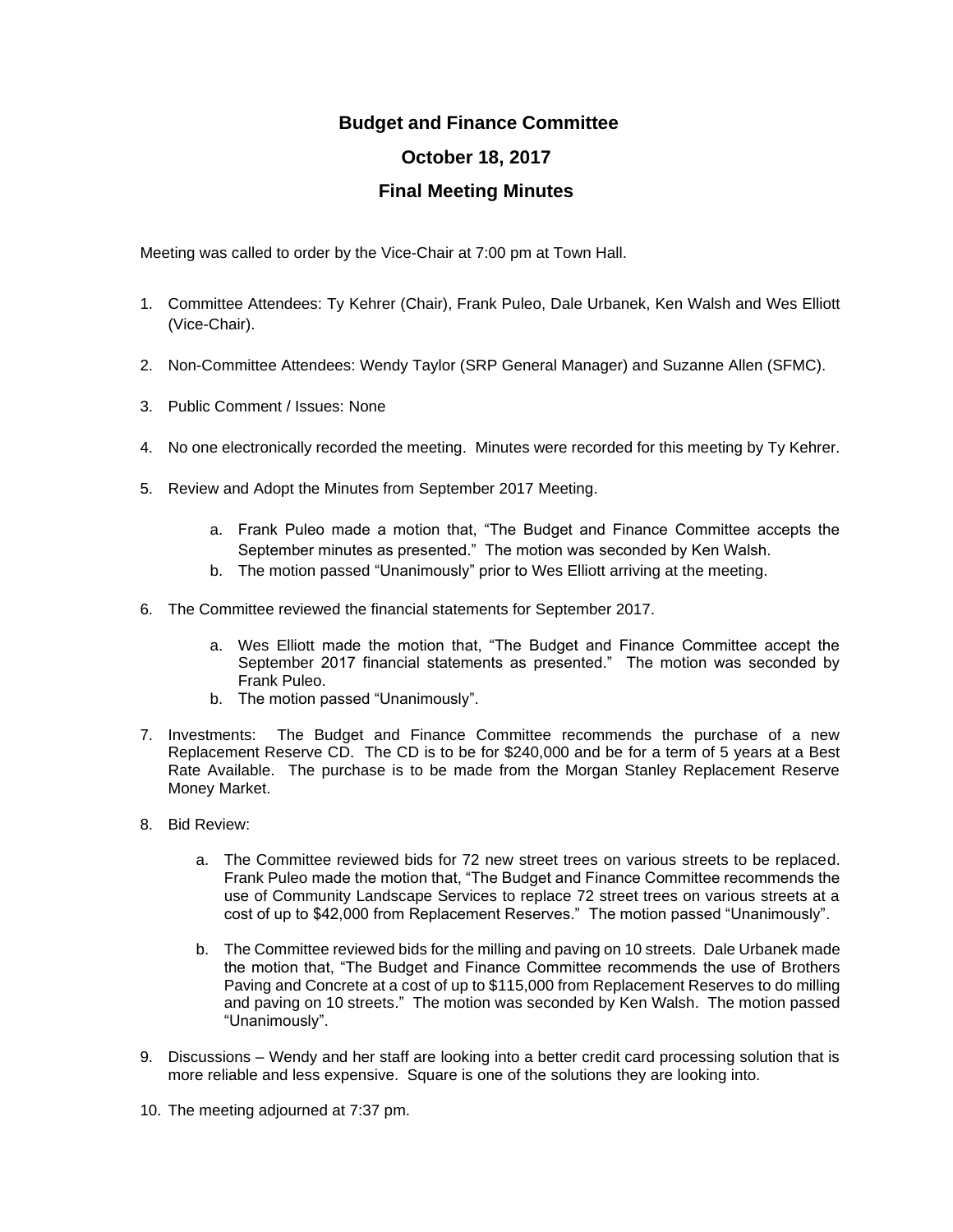# Budget and Finance Committee

## October 18, 2017

## Final Meeting Minutes

Meeting was called to order by the Vice-Chair at 7:00 pm at Town Hall.

1. Committee Attendees: Ty Kehrer (Chair), Frank Puleo, Dale Urbanek, Ken Walsh and Wes Elliott (Vice-Chair).

2. Non-Committee Attendees: Wendy Taylor (SRP General Manager) and Suzanne Allen (SFMC).

3. Public Comment / Issues: None

4. No one electronically recorded the meeting. Minutes were recorded for this meeting by Ty Kehrer.

5. Review and Adopt the Minutes from September 2017 Meeting.

   a. Frank Puleo made a motion that, "The Budget and Finance Committee accepts the September minutes as presented." The motion was seconded by Ken Walsh.
   b. The motion passed "Unanimously" prior to Wes Elliott arriving at the meeting.

6. The Committee reviewed the financial statements for September 2017.

   a. Wes Elliott made the motion that, "The Budget and Finance Committee accept the September 2017 financial statements as presented." The motion was seconded by Frank Puleo.
   b. The motion passed "Unanimously".

7. Investments: The Budget and Finance Committee recommends the purchase of a new Replacement Reserve CD. The CD is to be for $240,000 and be for a term of 5 years at a Best Rate Available. The purchase is to be made from the Morgan Stanley Replacement Reserve Money Market.

8. Bid Review:

   a. The Committee reviewed bids for 72 new street trees on various streets to be replaced. Frank Puleo made the motion that, "The Budget and Finance Committee recommends the use of Community Landscape Services to replace 72 street trees on various streets at a cost of up to $42,000 from Replacement Reserves." The motion passed "Unanimously".

   b. The Committee reviewed bids for the milling and paving on 10 streets. Dale Urbanek made the motion that, "The Budget and Finance Committee recommends the use of Brothers Paving and Concrete at a cost of up to $115,000 from Replacement Reserves to do milling and paving on 10 streets." The motion was seconded by Ken Walsh. The motion passed "Unanimously".

9. Discussions – Wendy and her staff are looking into a better credit card processing solution that is more reliable and less expensive. Square is one of the solutions they are looking into.

10. The meeting adjourned at 7:37 pm.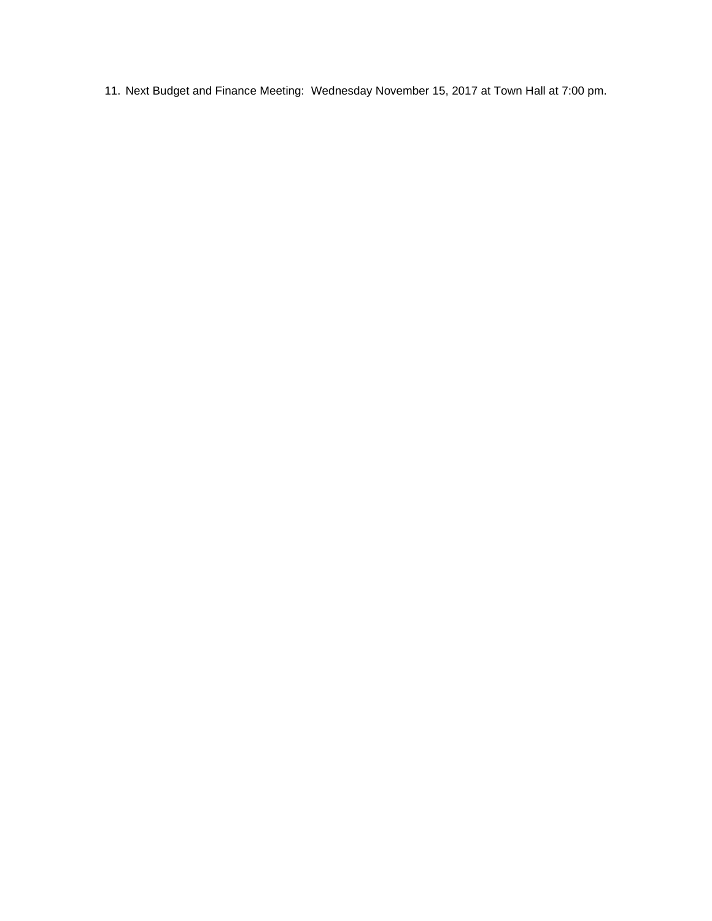11. Next Budget and Finance Meeting: Wednesday November 15, 2017 at Town Hall at 7:00 pm.